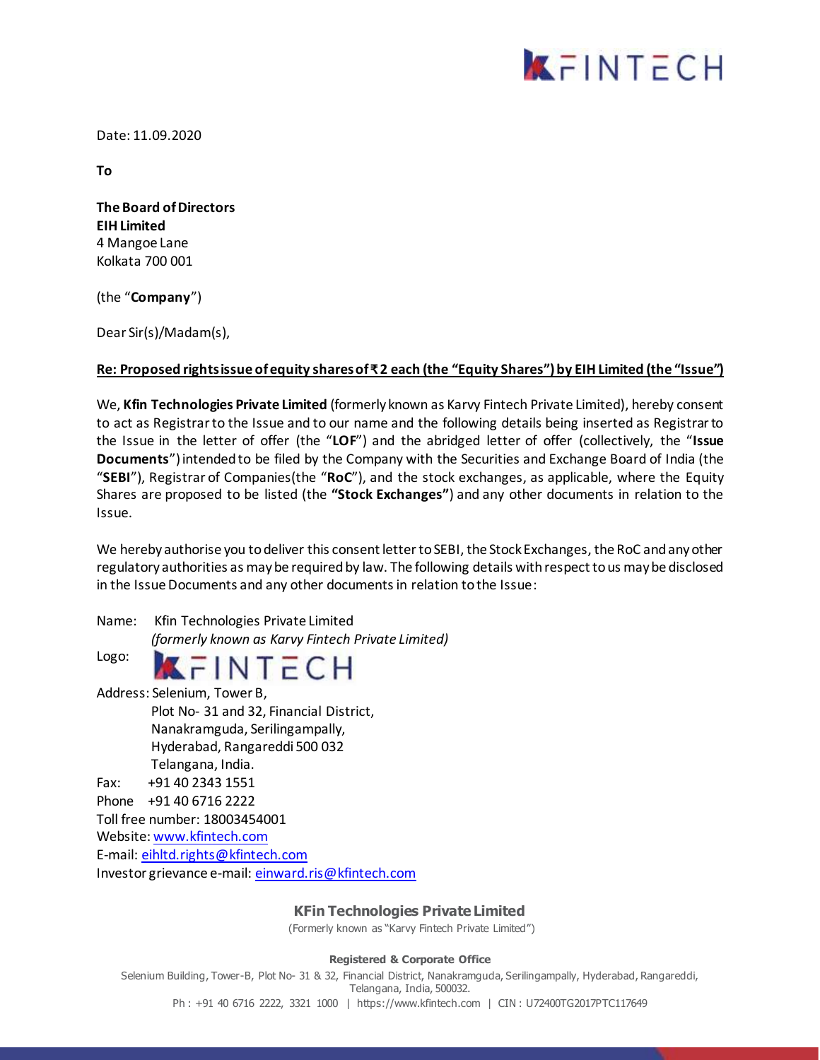Date: 11.09.2020

**To**

**The Board of Directors**
**EIH Limited**
4 Mangoe Lane
Kolkata 700 001

(the "**Company**")

Dear Sir(s)/Madam(s),

**Re: Proposed rights issue of equity shares of ₹2 each (the "Equity Shares") by EIH Limited (the "Issue")**

We, **Kfin Technologies Private Limited** (formerly known as Karvy Fintech Private Limited), hereby consent to act as Registrar to the Issue and to our name and the following details being inserted as Registrar to the Issue in the letter of offer (the "**LOF**") and the abridged letter of offer (collectively, the "**Issue Documents**") intended to be filed by the Company with the Securities and Exchange Board of India (the "**SEBI**"), Registrar of Companies(the "**RoC**"), and the stock exchanges, as applicable, where the Equity Shares are proposed to be listed (the **"Stock Exchanges"**) and any other documents in relation to the Issue.

We hereby authorise you to deliver this consent letter to SEBI, the Stock Exchanges, the RoC and any other regulatory authorities as may be required by law. The following details with respect to us may be disclosed in the Issue Documents and any other documents in relation to the Issue:

Name: Kfin Technologies Private Limited
*(formerly known as Karvy Fintech Private Limited)*

Logo: KFINTECH

Address: Selenium, Tower B,
Plot No- 31 and 32, Financial District,
Nanakramguda, Serilingampally,
Hyderabad, Rangareddi 500 032
Telangana, India.

Fax: +91 40 2343 1551

Phone +91 40 6716 2222

Toll free number: 18003454001

Website: www.kfintech.com

E-mail: eihltd.rights@kfintech.com

Investor grievance e-mail: einward.ris@kfintech.com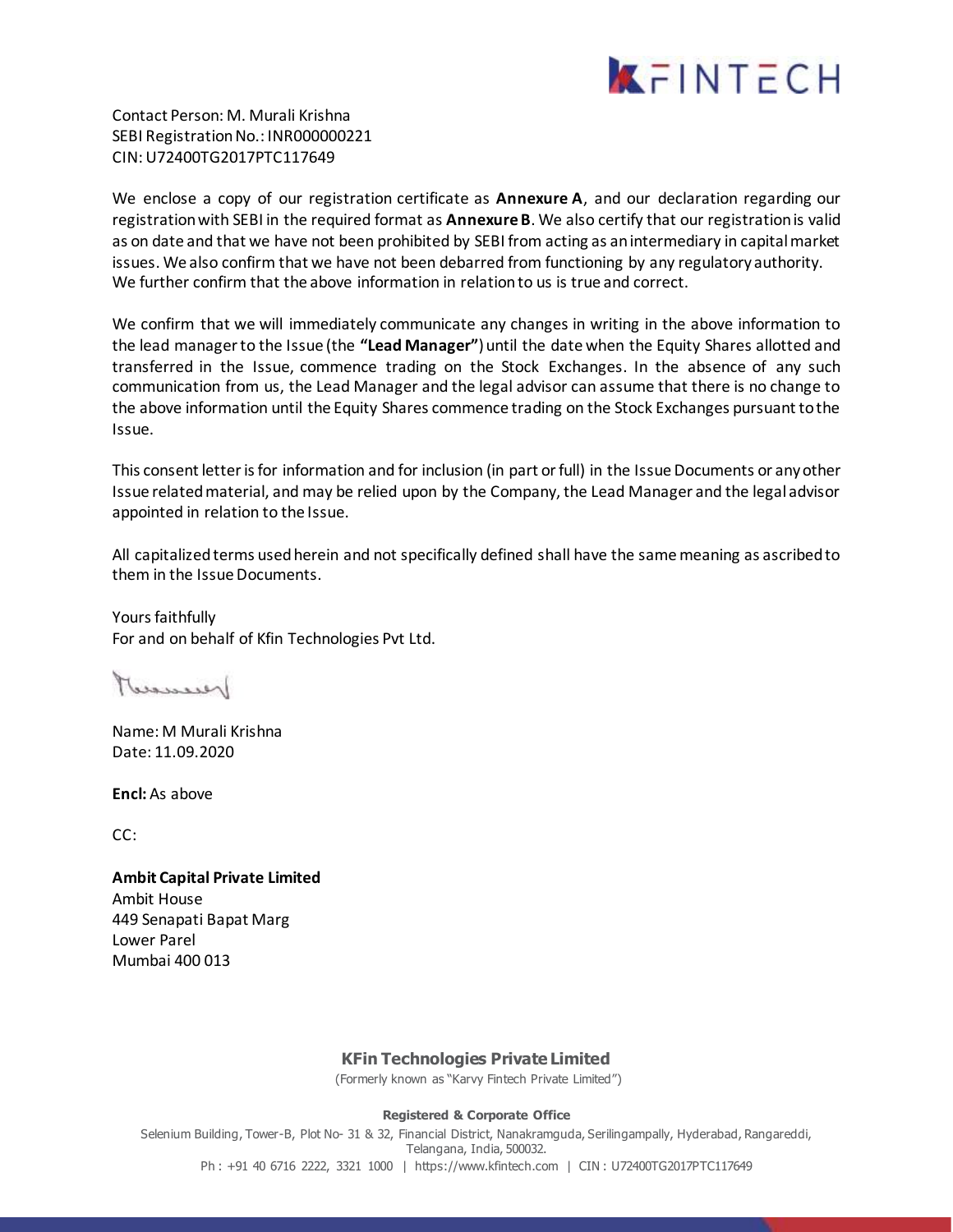Contact Person: M. Murali Krishna
SEBI Registration No.: INR000000221
CIN: U72400TG2017PTC117649

We enclose a copy of our registration certificate as **Annexure A**, and our declaration regarding our registration with SEBI in the required format as **Annexure B**. We also certify that our registration is valid as on date and that we have not been prohibited by SEBI from acting as an intermediary in capital market issues. We also confirm that we have not been debarred from functioning by any regulatory authority. We further confirm that the above information in relation to us is true and correct.

We confirm that we will immediately communicate any changes in writing in the above information to the lead manager to the Issue (the **"Lead Manager"**) until the date when the Equity Shares allotted and transferred in the Issue, commence trading on the Stock Exchanges. In the absence of any such communication from us, the Lead Manager and the legal advisor can assume that there is no change to the above information until the Equity Shares commence trading on the Stock Exchanges pursuant to the Issue.

This consent letter is for information and for inclusion (in part or full) in the Issue Documents or any other Issue related material, and may be relied upon by the Company, the Lead Manager and the legal advisor appointed in relation to the Issue.

All capitalized terms used herein and not specifically defined shall have the same meaning as ascribed to them in the Issue Documents.

Yours faithfully
For and on behalf of Kfin Technologies Pvt Ltd.

Name: M Murali Krishna
Date: 11.09.2020

**Encl:** As above

CC:

**Ambit Capital Private Limited**
Ambit House
449 Senapati Bapat Marg
Lower Parel
Mumbai 400 013

**KFin Technologies Private Limited**
(Formerly known as "Karvy Fintech Private Limited")

**Registered & Corporate Office**
Selenium Building, Tower-B, Plot No- 31 & 32, Financial District, Nanakramguda, Serilingampally, Hyderabad, Rangareddi, Telangana, India, 500032.
Ph : +91 40 6716 2222, 3321 1000 | https://www.kfintech.com | CIN : U72400TG2017PTC117649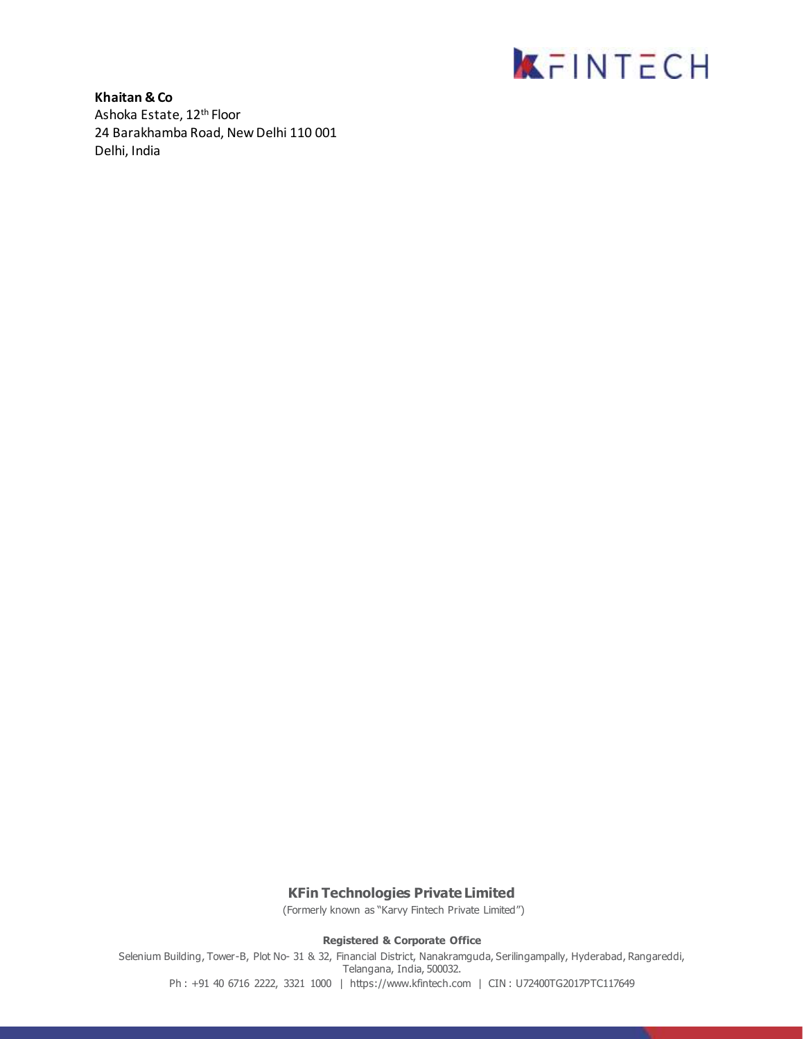**Khaitan & Co**
Ashoka Estate, 12th Floor
24 Barakhamba Road, New Delhi 110 001
Delhi, India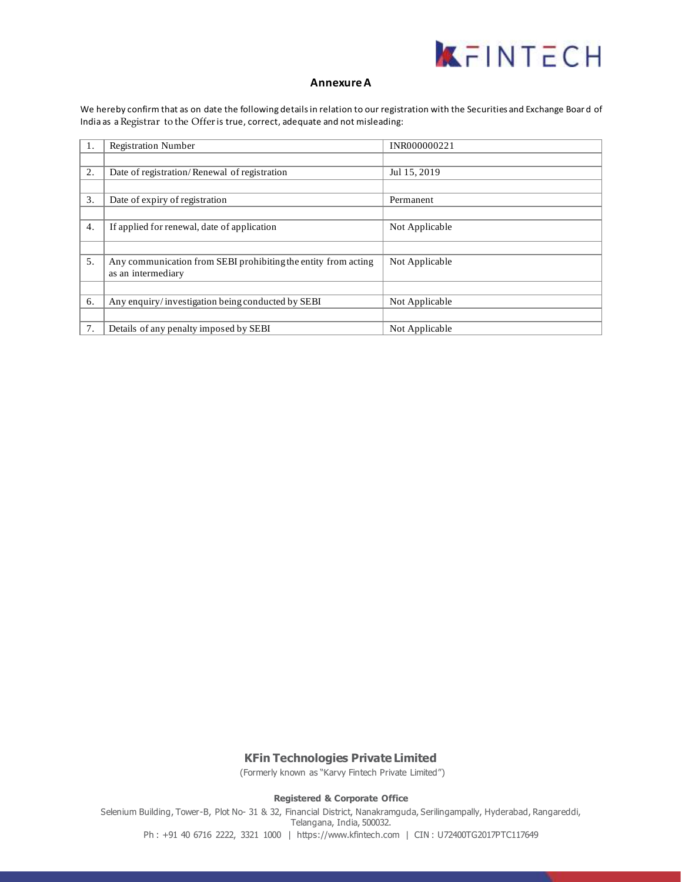## Annexure A

We hereby confirm that as on date the following details in relation to our registration with the Securities and Exchange Board of India as a Registrar to the Offer is true, correct, adequate and not misleading:

| | | |
|---|---|---|
| 1. | Registration Number | INR000000221 |
| 2. | Date of registration/ Renewal of registration | Jul 15, 2019 |
| 3. | Date of expiry of registration | Permanent |
| 4. | If applied for renewal, date of application | Not Applicable |
| 5. | Any communication from SEBI prohibiting the entity from acting as an intermediary | Not Applicable |
| 6. | Any enquiry/ investigation being conducted by SEBI | Not Applicable |
| 7. | Details of any penalty imposed by SEBI | Not Applicable |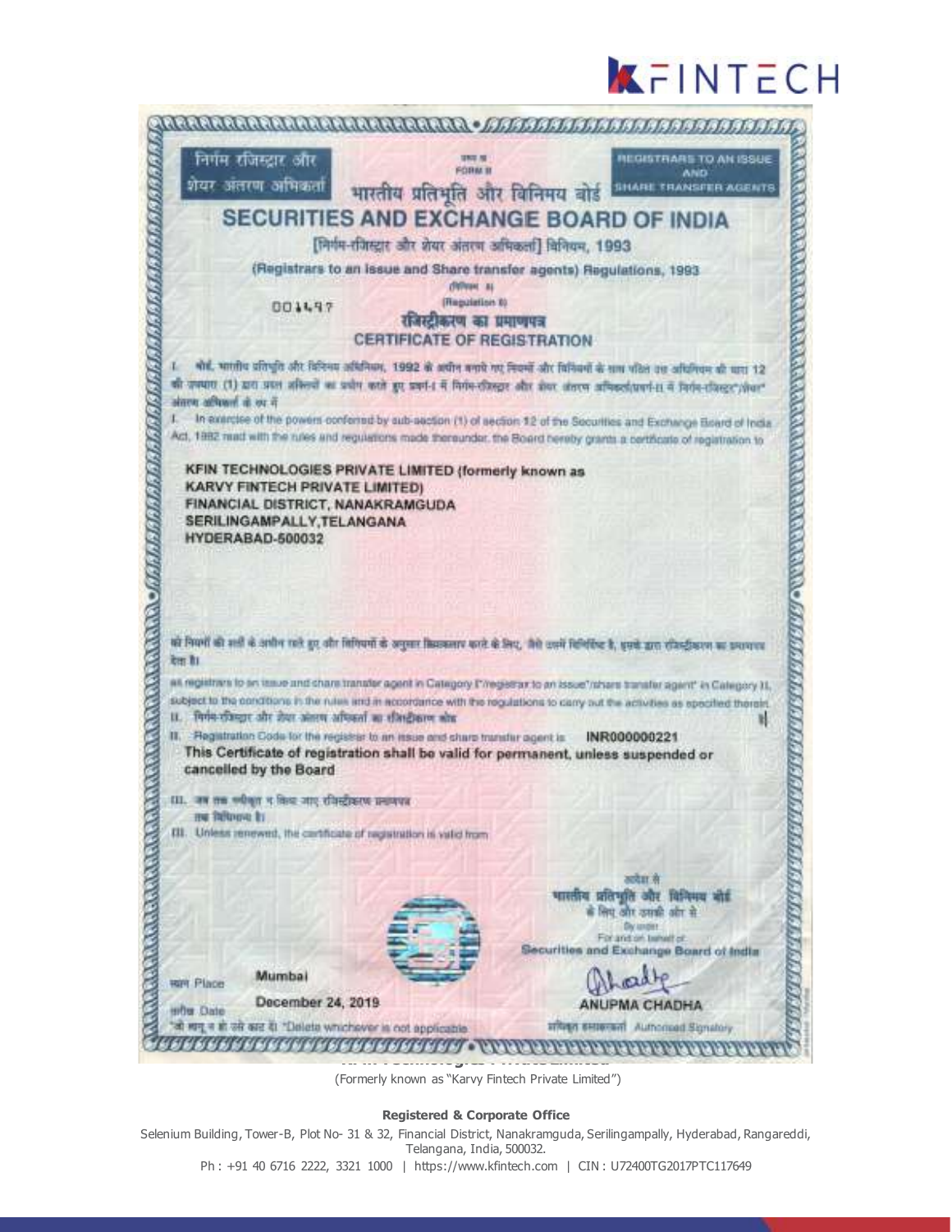KFINTECH

निर्गम रजिस्ट्रार और शेयर अंतरण अभिकर्ता

प्ररूप ख
FORM B

REGISTRARS TO AN ISSUE AND SHARE TRANSFER AGENTS

भारतीय प्रतिभूति और विनिमय बोर्ड

# SECURITIES AND EXCHANGE BOARD OF INDIA

[निर्गम-रजिस्ट्रार और शेयर अंतरण अभिकर्ता] विनियम, 1993

(Registrars to an Issue and Share transfer agents) Regulations, 1993

(विनियम 8)
(Regulation 8)

001497

रजिस्ट्रीकरण का प्रमाणपत्र

## CERTIFICATE OF REGISTRATION

I. बोर्ड, भारतीय प्रतिभूति और विनिमय अधिनियम, 1992 के अधीन बनाये गए नियमों और विनियमों के साथ पठित उस अधिनियम की धारा 12 की उपधारा (1) द्वारा प्रदत्त शक्तियों का प्रयोग करते हुए प्रवर्ग-I में निर्गम-रजिस्ट्रार और शेयर अंतरण अभिकर्ता/प्रवर्ग-II में निर्गम-रजिस्ट्रार"/शेयर" अंतरण अभिकर्ता के रूप में

I. In exercise of the powers conferred by sub-section (1) of section 12 of the Securities and Exchange Board of India Act, 1992 read with the rules and regulations made thereunder, the Board hereby grants a certificate of registration to

**KFIN TECHNOLOGIES PRIVATE LIMITED (formerly known as KARVY FINTECH PRIVATE LIMITED)**
**FINANCIAL DISTRICT, NANAKRAMGUDA**
**SERILINGAMPALLY,TELANGANA**
**HYDERABAD-500032**

को नियमों की शर्तों के अधीन रहते हुए और विनियमों के अनुसार क्रियाकलाप करने के लिए, जैसे उसमें विनिर्दिष्ट है, इसके द्वारा रजिस्ट्रीकरण का प्रमाणपत्र देता है।

as registrars to an issue and share transfer agent in Category I"/registrar to an issue"/share transfer agent" in Category II, subject to the conditions in the rules and in accordance with the regulations to carry out the activities as specified therein.

II. निर्गम-रजिस्ट्रार और शेयर अंतरण अभिकर्ता का रजिस्ट्रीकरण कोड है।

II. Registration Code for the registrar to an issue and share transfer agent is **INR000000221**

**This Certificate of registration shall be valid for permanent, unless suspended or cancelled by the Board**

III. जब तक नवीकृत न किया जाए रजिस्ट्रीकरण प्रमाणपत्र तक विधिमान्य है।

III. Unless renewed, the certificate of registration is valid from

आदेश से
भारतीय प्रतिभूति और विनिमय बोर्ड
के लिए और उसकी ओर से
By order
For and on behalf of
Securities and Exchange Board of India

स्थान Place Mumbai

तारीख Date December 24, 2019

ANUPMA CHADHA
प्राधिकृत हस्ताक्षरकर्ता Authorised Signatory

"जो लागू न हो उसे काट दें। "Delete whichever is not applicable

(Formerly known as "Karvy Fintech Private Limited")

**Registered & Corporate Office**
Selenium Building, Tower-B, Plot No- 31 & 32, Financial District, Nanakramguda, Serilingampally, Hyderabad, Rangareddi, Telangana, India, 500032.
Ph : +91 40 6716 2222, 3321 1000 | https://www.kfintech.com | CIN : U72400TG2017PTC117649